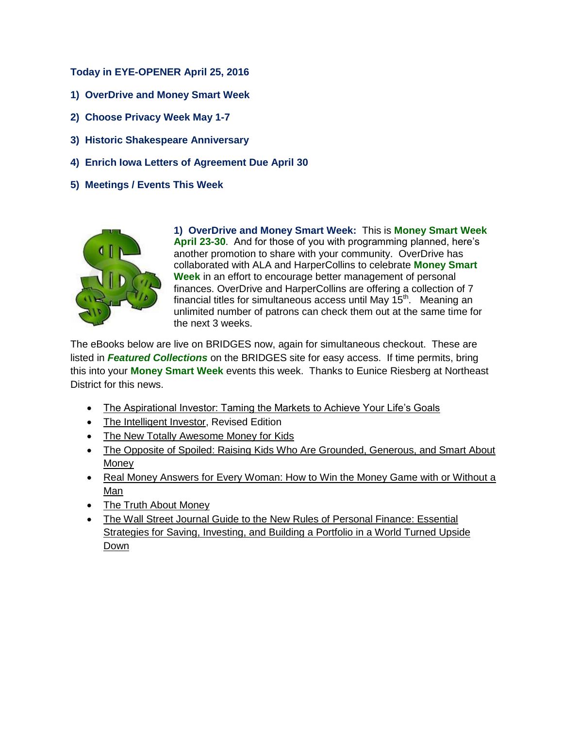**Today in EYE-OPENER April 25, 2016**

**1) OverDrive and Money Smart Week**

**2) Choose Privacy Week May 1-7**

**3) Historic Shakespeare Anniversary**

**4) Enrich Iowa Letters of Agreement Due April 30**

**5) Meetings / Events This Week**

**1) OverDrive and Money Smart Week:** This is **Money Smart Week April 23-30**. And for those of you with programming planned, here's another promotion to share with your community. OverDrive has collaborated with ALA and HarperCollins to celebrate **Money Smart Week** in an effort to encourage better management of personal finances. OverDrive and HarperCollins are offering a collection of 7 financial titles for simultaneous access until May 15th. Meaning an unlimited number of patrons can check them out at the same time for the next 3 weeks.

The eBooks below are live on BRIDGES now, again for simultaneous checkout. These are listed in ***Featured Collections*** on the BRIDGES site for easy access. If time permits, bring this into your **Money Smart Week** events this week. Thanks to Eunice Riesberg at Northeast District for this news.

- The Aspirational Investor: Taming the Markets to Achieve Your Life's Goals
- The Intelligent Investor, Revised Edition
- The New Totally Awesome Money for Kids
- The Opposite of Spoiled: Raising Kids Who Are Grounded, Generous, and Smart About Money
- Real Money Answers for Every Woman: How to Win the Money Game with or Without a Man
- The Truth About Money
- The Wall Street Journal Guide to the New Rules of Personal Finance: Essential Strategies for Saving, Investing, and Building a Portfolio in a World Turned Upside Down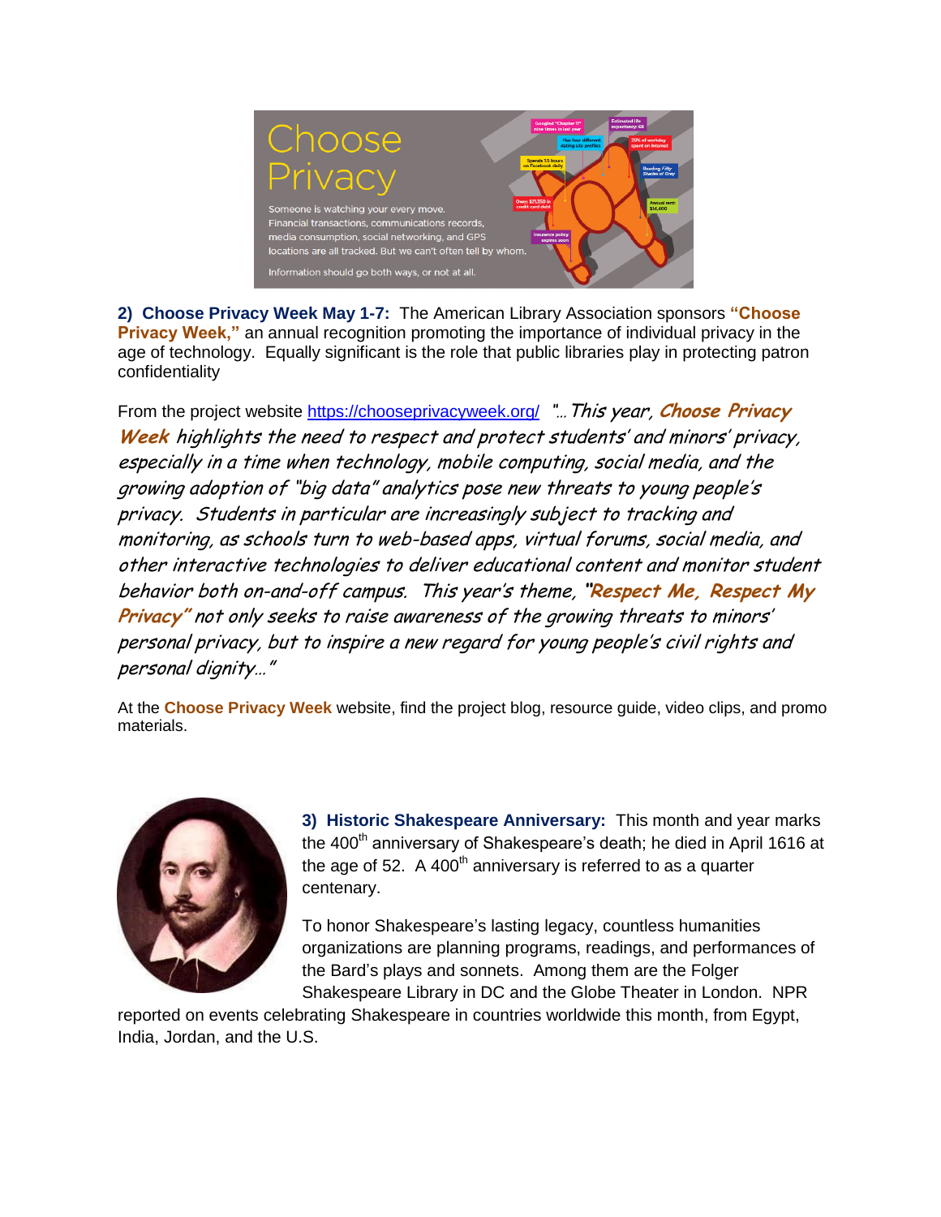**2) Choose Privacy Week May 1-7:** The American Library Association sponsors **"Choose Privacy Week,"** an annual recognition promoting the importance of individual privacy in the age of technology. Equally significant is the role that public libraries play in protecting patron confidentiality

From the project website https://chooseprivacyweek.org/ *"…This year, **Choose Privacy Week** highlights the need to respect and protect students' and minors' privacy, especially in a time when technology, mobile computing, social media, and the growing adoption of "big data" analytics pose new threats to young people's privacy. Students in particular are increasingly subject to tracking and monitoring, as schools turn to web-based apps, virtual forums, social media, and other interactive technologies to deliver educational content and monitor student behavior both on-and-off campus. This year's theme, **"Respect Me, Respect My Privacy"** not only seeks to raise awareness of the growing threats to minors' personal privacy, but to inspire a new regard for young people's civil rights and personal dignity…"*

At the **Choose Privacy Week** website, find the project blog, resource guide, video clips, and promo materials.

**3) Historic Shakespeare Anniversary:** This month and year marks the 400th anniversary of Shakespeare's death; he died in April 1616 at the age of 52. A 400th anniversary is referred to as a quarter centenary.

To honor Shakespeare's lasting legacy, countless humanities organizations are planning programs, readings, and performances of the Bard's plays and sonnets. Among them are the Folger Shakespeare Library in DC and the Globe Theater in London. NPR reported on events celebrating Shakespeare in countries worldwide this month, from Egypt, India, Jordan, and the U.S.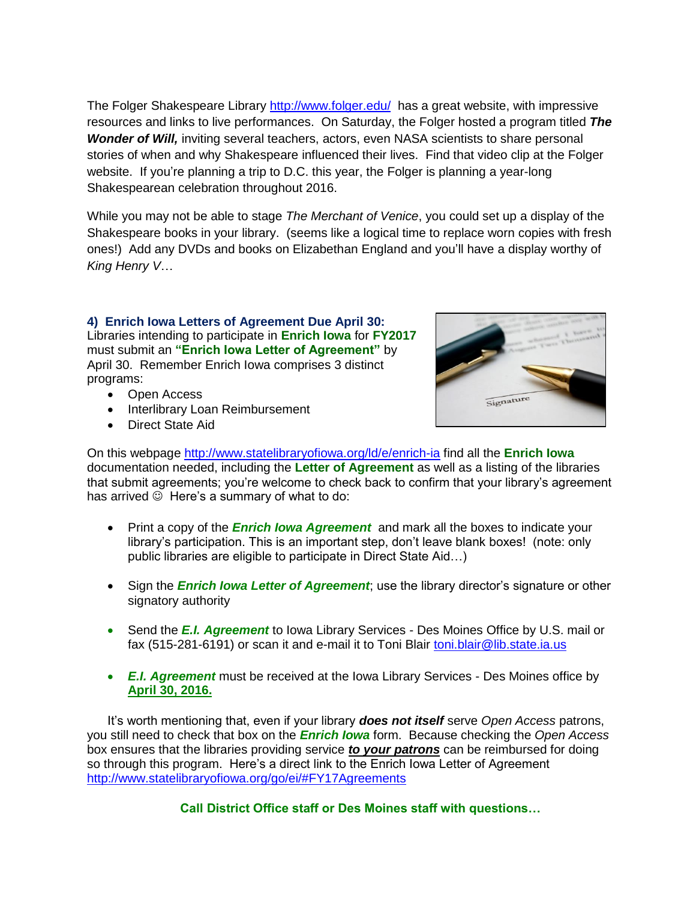The Folger Shakespeare Library http://www.folger.edu/ has a great website, with impressive resources and links to live performances. On Saturday, the Folger hosted a program titled ***The Wonder of Will,*** inviting several teachers, actors, even NASA scientists to share personal stories of when and why Shakespeare influenced their lives. Find that video clip at the Folger website. If you're planning a trip to D.C. this year, the Folger is planning a year-long Shakespearean celebration throughout 2016.

While you may not be able to stage *The Merchant of Venice*, you could set up a display of the Shakespeare books in your library. (seems like a logical time to replace worn copies with fresh ones!) Add any DVDs and books on Elizabethan England and you'll have a display worthy of *King Henry V*…

### 4) Enrich Iowa Letters of Agreement Due April 30:

Libraries intending to participate in **Enrich Iowa** for **FY2017** must submit an **"Enrich Iowa Letter of Agreement"** by April 30. Remember Enrich Iowa comprises 3 distinct programs:

- Open Access
- Interlibrary Loan Reimbursement
- Direct State Aid

On this webpage http://www.statelibraryofiowa.org/ld/e/enrich-ia find all the **Enrich Iowa** documentation needed, including the **Letter of Agreement** as well as a listing of the libraries that submit agreements; you're welcome to check back to confirm that your library's agreement has arrived ☺ Here's a summary of what to do:

- Print a copy of the ***Enrich Iowa Agreement*** and mark all the boxes to indicate your library's participation. This is an important step, don't leave blank boxes! (note: only public libraries are eligible to participate in Direct State Aid…)
- Sign the ***Enrich Iowa Letter of Agreement***; use the library director's signature or other signatory authority
- Send the ***E.I. Agreement*** to Iowa Library Services - Des Moines Office by U.S. mail or fax (515-281-6191) or scan it and e-mail it to Toni Blair toni.blair@lib.state.ia.us
- ***E.I. Agreement*** must be received at the Iowa Library Services - Des Moines office by **April 30, 2016.**

It's worth mentioning that, even if your library ***does not itself*** serve *Open Access* patrons, you still need to check that box on the ***Enrich Iowa*** form. Because checking the *Open Access* box ensures that the libraries providing service ***to your patrons*** can be reimbursed for doing so through this program. Here's a direct link to the Enrich Iowa Letter of Agreement http://www.statelibraryofiowa.org/go/ei/#FY17Agreements

**Call District Office staff or Des Moines staff with questions…**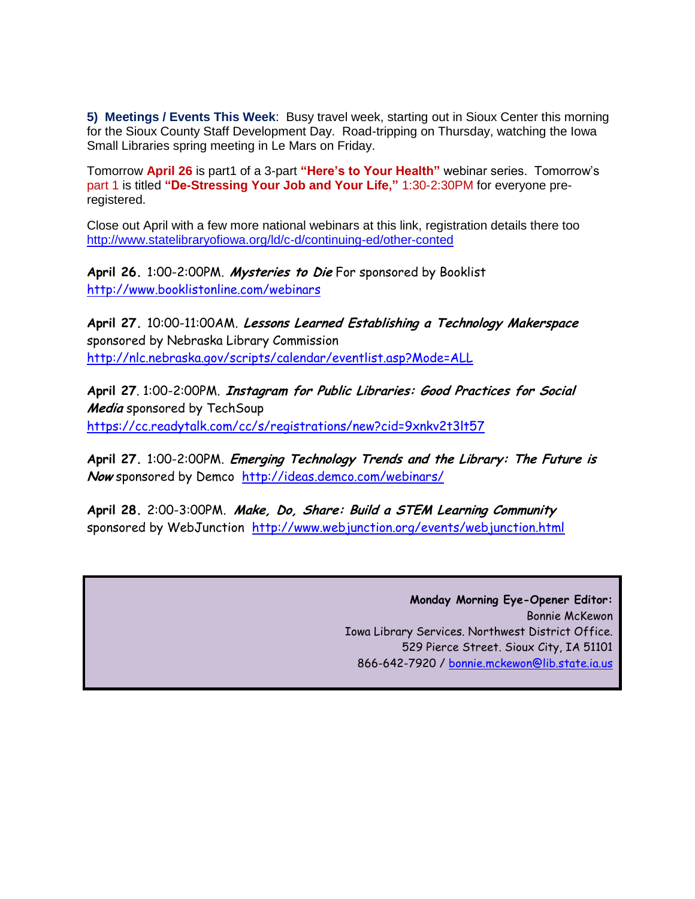**5) Meetings / Events This Week**: Busy travel week, starting out in Sioux Center this morning for the Sioux County Staff Development Day. Road-tripping on Thursday, watching the Iowa Small Libraries spring meeting in Le Mars on Friday.

Tomorrow **April 26** is part1 of a 3-part **"Here's to Your Health"** webinar series. Tomorrow's part 1 is titled **"De-Stressing Your Job and Your Life,"** 1:30-2:30PM for everyone pre-registered.

Close out April with a few more national webinars at this link, registration details there too http://www.statelibraryofiowa.org/ld/c-d/continuing-ed/other-conted

**April 26.** 1:00-2:00PM. ***Mysteries to Die*** For sponsored by Booklist http://www.booklistonline.com/webinars

**April 27.** 10:00-11:00AM. ***Lessons Learned Establishing a Technology Makerspace*** sponsored by Nebraska Library Commission http://nlc.nebraska.gov/scripts/calendar/eventlist.asp?Mode=ALL

**April 27**. 1:00-2:00PM. ***Instagram for Public Libraries: Good Practices for Social Media*** sponsored by TechSoup https://cc.readytalk.com/cc/s/registrations/new?cid=9xnkv2t3lt57

**April 27.** 1:00-2:00PM. ***Emerging Technology Trends and the Library: The Future is Now*** sponsored by Demco http://ideas.demco.com/webinars/

**April 28.** 2:00-3:00PM. ***Make, Do, Share: Build a STEM Learning Community*** sponsored by WebJunction http://www.webjunction.org/events/webjunction.html

**Monday Morning Eye-Opener Editor:**
Bonnie McKewon
Iowa Library Services. Northwest District Office.
529 Pierce Street. Sioux City, IA 51101
866-642-7920 / bonnie.mckewon@lib.state.ia.us